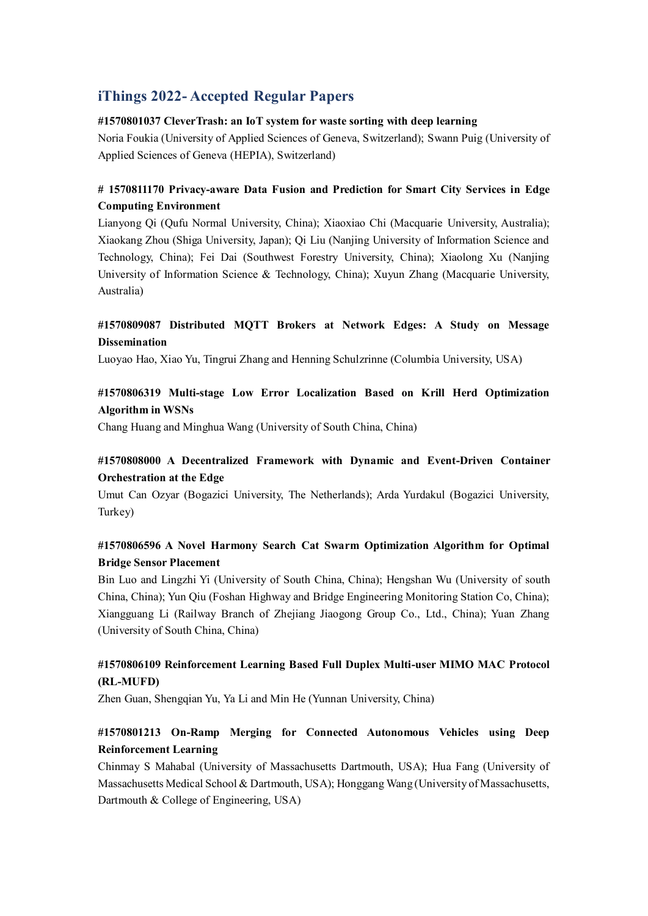## iThings 2022- Accepted Regular Papers

**#1570801037 CleverTrash: an IoT system for waste sorting with deep learning**

Noria Foukia (University of Applied Sciences of Geneva, Switzerland); Swann Puig (University of Applied Sciences of Geneva (HEPIA), Switzerland)

**# 1570811170 Privacy-aware Data Fusion and Prediction for Smart City Services in Edge Computing Environment**

Lianyong Qi (Qufu Normal University, China); Xiaoxiao Chi (Macquarie University, Australia); Xiaokang Zhou (Shiga University, Japan); Qi Liu (Nanjing University of Information Science and Technology, China); Fei Dai (Southwest Forestry University, China); Xiaolong Xu (Nanjing University of Information Science & Technology, China); Xuyun Zhang (Macquarie University, Australia)

**#1570809087 Distributed MQTT Brokers at Network Edges: A Study on Message Dissemination**

Luoyao Hao, Xiao Yu, Tingrui Zhang and Henning Schulzrinne (Columbia University, USA)

**#1570806319 Multi-stage Low Error Localization Based on Krill Herd Optimization Algorithm in WSNs**

Chang Huang and Minghua Wang (University of South China, China)

**#1570808000 A Decentralized Framework with Dynamic and Event-Driven Container Orchestration at the Edge**

Umut Can Ozyar (Bogazici University, The Netherlands); Arda Yurdakul (Bogazici University, Turkey)

**#1570806596 A Novel Harmony Search Cat Swarm Optimization Algorithm for Optimal Bridge Sensor Placement**

Bin Luo and Lingzhi Yi (University of South China, China); Hengshan Wu (University of south China, China); Yun Qiu (Foshan Highway and Bridge Engineering Monitoring Station Co, China); Xiangguang Li (Railway Branch of Zhejiang Jiaogong Group Co., Ltd., China); Yuan Zhang (University of South China, China)

**#1570806109 Reinforcement Learning Based Full Duplex Multi-user MIMO MAC Protocol (RL-MUFD)**

Zhen Guan, Shengqian Yu, Ya Li and Min He (Yunnan University, China)

**#1570801213 On-Ramp Merging for Connected Autonomous Vehicles using Deep Reinforcement Learning**

Chinmay S Mahabal (University of Massachusetts Dartmouth, USA); Hua Fang (University of Massachusetts Medical School & Dartmouth, USA); Honggang Wang (University of Massachusetts, Dartmouth & College of Engineering, USA)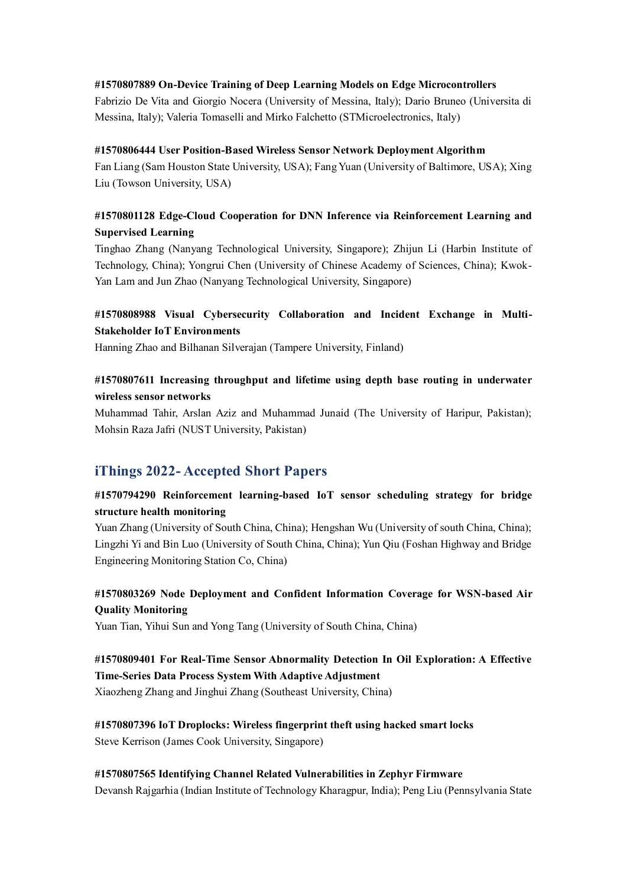**#1570807889 On-Device Training of Deep Learning Models on Edge Microcontrollers**
Fabrizio De Vita and Giorgio Nocera (University of Messina, Italy); Dario Bruneo (Universita di Messina, Italy); Valeria Tomaselli and Mirko Falchetto (STMicroelectronics, Italy)

**#1570806444 User Position-Based Wireless Sensor Network Deployment Algorithm**
Fan Liang (Sam Houston State University, USA); Fang Yuan (University of Baltimore, USA); Xing Liu (Towson University, USA)

**#1570801128 Edge-Cloud Cooperation for DNN Inference via Reinforcement Learning and Supervised Learning**
Tinghao Zhang (Nanyang Technological University, Singapore); Zhijun Li (Harbin Institute of Technology, China); Yongrui Chen (University of Chinese Academy of Sciences, China); Kwok-Yan Lam and Jun Zhao (Nanyang Technological University, Singapore)

**#1570808988 Visual Cybersecurity Collaboration and Incident Exchange in Multi-Stakeholder IoT Environments**
Hanning Zhao and Bilhanan Silverajan (Tampere University, Finland)

**#1570807611 Increasing throughput and lifetime using depth base routing in underwater wireless sensor networks**
Muhammad Tahir, Arslan Aziz and Muhammad Junaid (The University of Haripur, Pakistan); Mohsin Raza Jafri (NUST University, Pakistan)

## iThings 2022- Accepted Short Papers

**#1570794290 Reinforcement learning-based IoT sensor scheduling strategy for bridge structure health monitoring**
Yuan Zhang (University of South China, China); Hengshan Wu (University of south China, China); Lingzhi Yi and Bin Luo (University of South China, China); Yun Qiu (Foshan Highway and Bridge Engineering Monitoring Station Co, China)

**#1570803269 Node Deployment and Confident Information Coverage for WSN-based Air Quality Monitoring**
Yuan Tian, Yihui Sun and Yong Tang (University of South China, China)

**#1570809401 For Real-Time Sensor Abnormality Detection In Oil Exploration: A Effective Time-Series Data Process System With Adaptive Adjustment**
Xiaozheng Zhang and Jinghui Zhang (Southeast University, China)

**#1570807396 IoT Droplocks: Wireless fingerprint theft using hacked smart locks**
Steve Kerrison (James Cook University, Singapore)

**#1570807565 Identifying Channel Related Vulnerabilities in Zephyr Firmware**
Devansh Rajgarhia (Indian Institute of Technology Kharagpur, India); Peng Liu (Pennsylvania State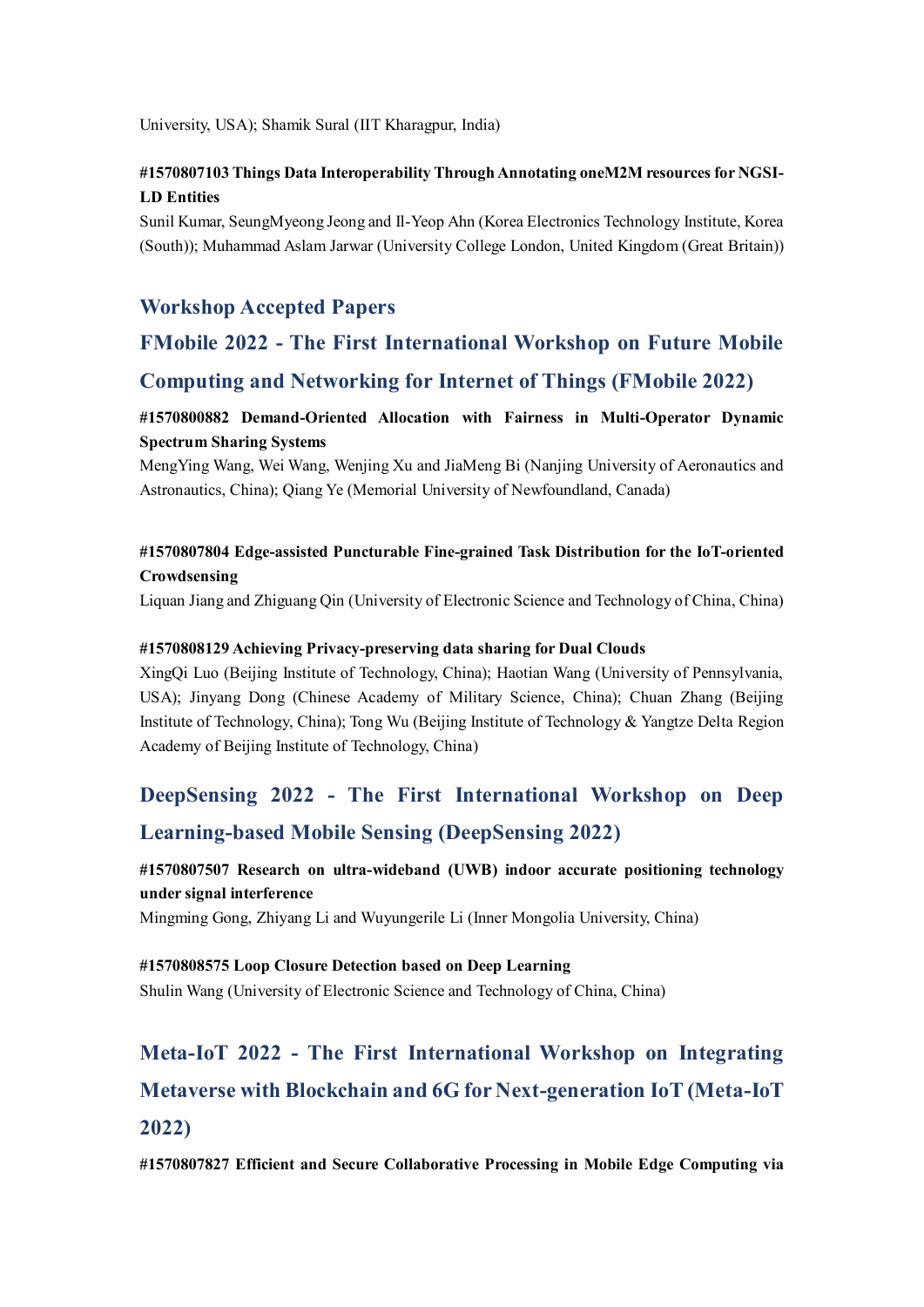University, USA); Shamik Sural (IIT Kharagpur, India)

**#1570807103 Things Data Interoperability Through Annotating oneM2M resources for NGSI-LD Entities**
Sunil Kumar, SeungMyeong Jeong and Il-Yeop Ahn (Korea Electronics Technology Institute, Korea (South)); Muhammad Aslam Jarwar (University College London, United Kingdom (Great Britain))

## Workshop Accepted Papers

## FMobile 2022 - The First International Workshop on Future Mobile Computing and Networking for Internet of Things (FMobile 2022)

**#1570800882 Demand-Oriented Allocation with Fairness in Multi-Operator Dynamic Spectrum Sharing Systems**
MengYing Wang, Wei Wang, Wenjing Xu and JiaMeng Bi (Nanjing University of Aeronautics and Astronautics, China); Qiang Ye (Memorial University of Newfoundland, Canada)

**#1570807804 Edge-assisted Puncturable Fine-grained Task Distribution for the IoT-oriented Crowdsensing**
Liquan Jiang and Zhiguang Qin (University of Electronic Science and Technology of China, China)

**#1570808129 Achieving Privacy-preserving data sharing for Dual Clouds**
XingQi Luo (Beijing Institute of Technology, China); Haotian Wang (University of Pennsylvania, USA); Jinyang Dong (Chinese Academy of Military Science, China); Chuan Zhang (Beijing Institute of Technology, China); Tong Wu (Beijing Institute of Technology & Yangtze Delta Region Academy of Beijing Institute of Technology, China)

## DeepSensing 2022 - The First International Workshop on Deep Learning-based Mobile Sensing (DeepSensing 2022)

**#1570807507 Research on ultra-wideband (UWB) indoor accurate positioning technology under signal interference**
Mingming Gong, Zhiyang Li and Wuyungerile Li (Inner Mongolia University, China)

**#1570808575 Loop Closure Detection based on Deep Learning**
Shulin Wang (University of Electronic Science and Technology of China, China)

## Meta-IoT 2022 - The First International Workshop on Integrating Metaverse with Blockchain and 6G for Next-generation IoT (Meta-IoT 2022)

**#1570807827 Efficient and Secure Collaborative Processing in Mobile Edge Computing via**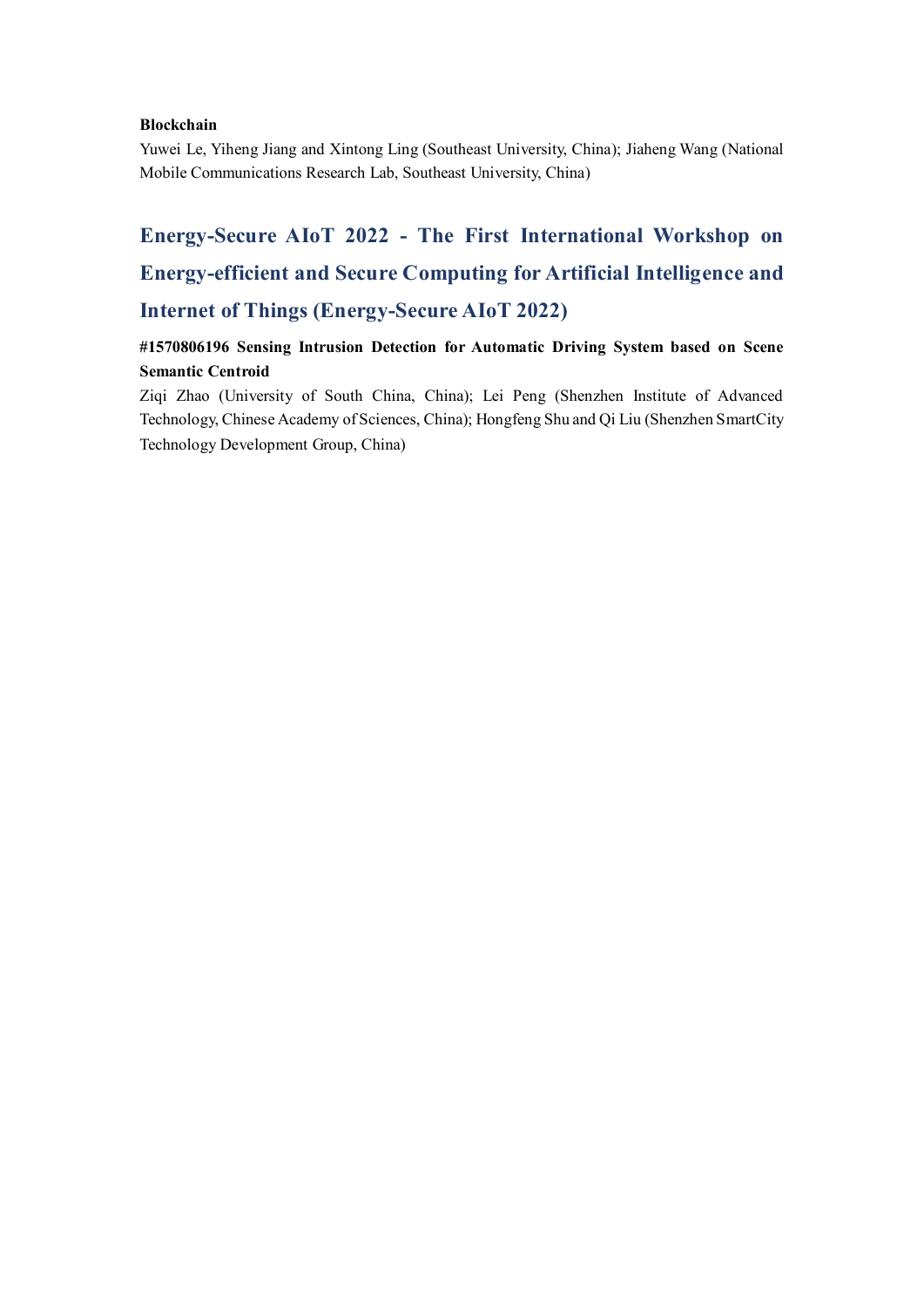**Blockchain**

Yuwei Le, Yiheng Jiang and Xintong Ling (Southeast University, China); Jiaheng Wang (National Mobile Communications Research Lab, Southeast University, China)

## Energy-Secure AIoT 2022 - The First International Workshop on Energy-efficient and Secure Computing for Artificial Intelligence and Internet of Things (Energy-Secure AIoT 2022)

**#1570806196 Sensing Intrusion Detection for Automatic Driving System based on Scene Semantic Centroid**

Ziqi Zhao (University of South China, China); Lei Peng (Shenzhen Institute of Advanced Technology, Chinese Academy of Sciences, China); Hongfeng Shu and Qi Liu (Shenzhen SmartCity Technology Development Group, China)